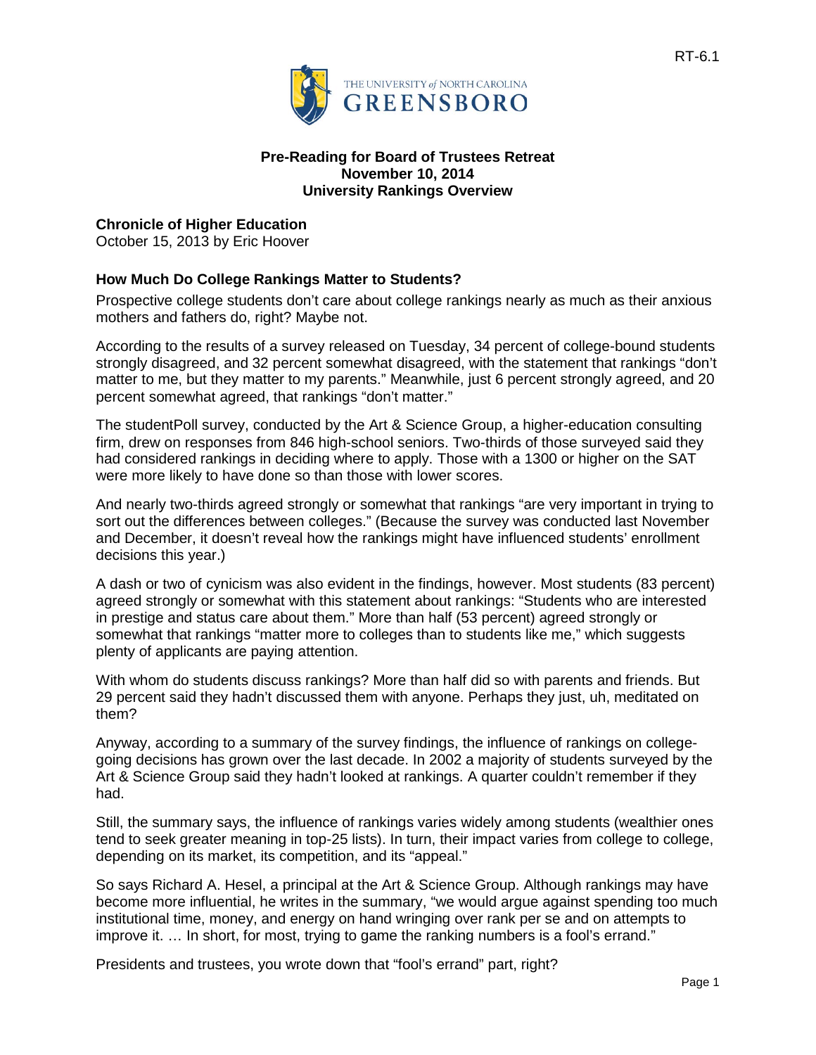RT-6.1

**Pre-Reading for Board of Trustees Retreat**
**November 10, 2014**
**University Rankings Overview**

**Chronicle of Higher Education**
October 15, 2013 by Eric Hoover

### How Much Do College Rankings Matter to Students?

Prospective college students don't care about college rankings nearly as much as their anxious mothers and fathers do, right? Maybe not.

According to the results of a survey released on Tuesday, 34 percent of college-bound students strongly disagreed, and 32 percent somewhat disagreed, with the statement that rankings "don't matter to me, but they matter to my parents." Meanwhile, just 6 percent strongly agreed, and 20 percent somewhat agreed, that rankings "don't matter."

The studentPoll survey, conducted by the Art & Science Group, a higher-education consulting firm, drew on responses from 846 high-school seniors. Two-thirds of those surveyed said they had considered rankings in deciding where to apply. Those with a 1300 or higher on the SAT were more likely to have done so than those with lower scores.

And nearly two-thirds agreed strongly or somewhat that rankings "are very important in trying to sort out the differences between colleges." (Because the survey was conducted last November and December, it doesn't reveal how the rankings might have influenced students' enrollment decisions this year.)

A dash or two of cynicism was also evident in the findings, however. Most students (83 percent) agreed strongly or somewhat with this statement about rankings: "Students who are interested in prestige and status care about them." More than half (53 percent) agreed strongly or somewhat that rankings "matter more to colleges than to students like me," which suggests plenty of applicants are paying attention.

With whom do students discuss rankings? More than half did so with parents and friends. But 29 percent said they hadn't discussed them with anyone. Perhaps they just, uh, meditated on them?

Anyway, according to a summary of the survey findings, the influence of rankings on college-going decisions has grown over the last decade. In 2002 a majority of students surveyed by the Art & Science Group said they hadn't looked at rankings. A quarter couldn't remember if they had.

Still, the summary says, the influence of rankings varies widely among students (wealthier ones tend to seek greater meaning in top-25 lists). In turn, their impact varies from college to college, depending on its market, its competition, and its "appeal."

So says Richard A. Hesel, a principal at the Art & Science Group. Although rankings may have become more influential, he writes in the summary, "we would argue against spending too much institutional time, money, and energy on hand wringing over rank per se and on attempts to improve it. … In short, for most, trying to game the ranking numbers is a fool's errand."

Presidents and trustees, you wrote down that "fool's errand" part, right?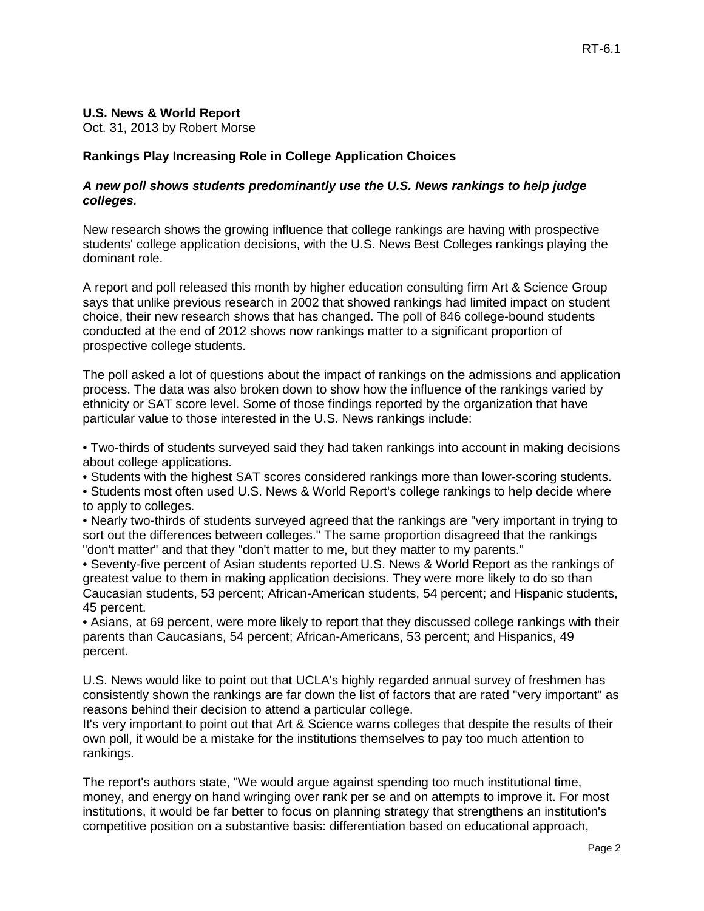**U.S. News & World Report**
Oct. 31, 2013 by Robert Morse

**Rankings Play Increasing Role in College Application Choices**

***A new poll shows students predominantly use the U.S. News rankings to help judge colleges.***

New research shows the growing influence that college rankings are having with prospective students' college application decisions, with the U.S. News Best Colleges rankings playing the dominant role.

A report and poll released this month by higher education consulting firm Art & Science Group says that unlike previous research in 2002 that showed rankings had limited impact on student choice, their new research shows that has changed. The poll of 846 college-bound students conducted at the end of 2012 shows now rankings matter to a significant proportion of prospective college students.

The poll asked a lot of questions about the impact of rankings on the admissions and application process. The data was also broken down to show how the influence of the rankings varied by ethnicity or SAT score level. Some of those findings reported by the organization that have particular value to those interested in the U.S. News rankings include:

- Two-thirds of students surveyed said they had taken rankings into account in making decisions about college applications.
- Students with the highest SAT scores considered rankings more than lower-scoring students.
- Students most often used U.S. News & World Report's college rankings to help decide where to apply to colleges.
- Nearly two-thirds of students surveyed agreed that the rankings are "very important in trying to sort out the differences between colleges." The same proportion disagreed that the rankings "don't matter" and that they "don't matter to me, but they matter to my parents."
- Seventy-five percent of Asian students reported U.S. News & World Report as the rankings of greatest value to them in making application decisions. They were more likely to do so than Caucasian students, 53 percent; African-American students, 54 percent; and Hispanic students, 45 percent.
- Asians, at 69 percent, were more likely to report that they discussed college rankings with their parents than Caucasians, 54 percent; African-Americans, 53 percent; and Hispanics, 49 percent.

U.S. News would like to point out that UCLA's highly regarded annual survey of freshmen has consistently shown the rankings are far down the list of factors that are rated "very important" as reasons behind their decision to attend a particular college.
It's very important to point out that Art & Science warns colleges that despite the results of their own poll, it would be a mistake for the institutions themselves to pay too much attention to rankings.

The report's authors state, "We would argue against spending too much institutional time, money, and energy on hand wringing over rank per se and on attempts to improve it. For most institutions, it would be far better to focus on planning strategy that strengthens an institution's competitive position on a substantive basis: differentiation based on educational approach,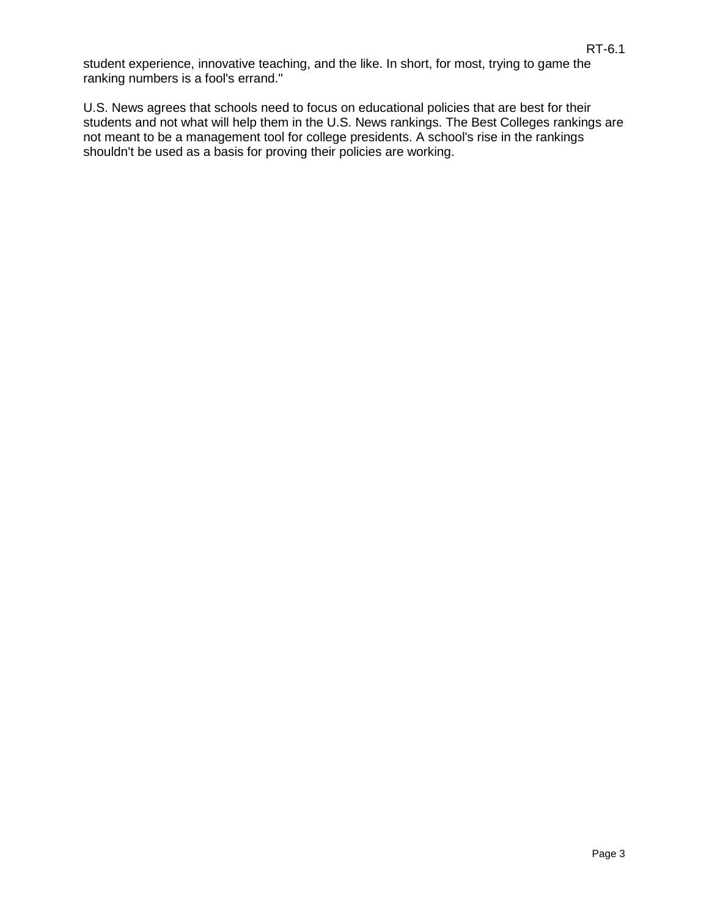student experience, innovative teaching, and the like. In short, for most, trying to game the ranking numbers is a fool's errand."

U.S. News agrees that schools need to focus on educational policies that are best for their students and not what will help them in the U.S. News rankings. The Best Colleges rankings are not meant to be a management tool for college presidents. A school's rise in the rankings shouldn't be used as a basis for proving their policies are working.